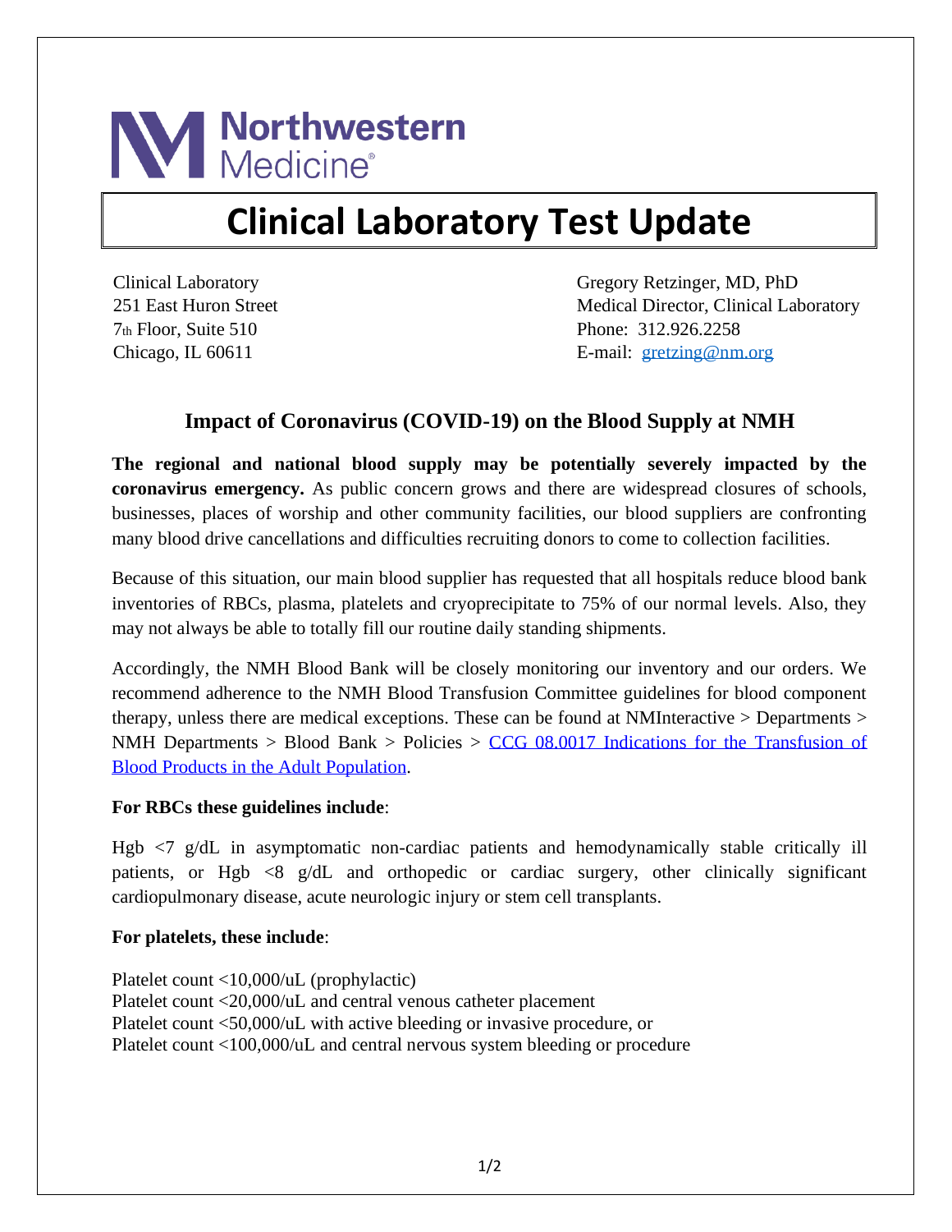Northwestern Medicine

# Clinical Laboratory Test Update

Clinical Laboratory
251 East Huron Street
7th Floor, Suite 510
Chicago, IL 60611

Gregory Retzinger, MD, PhD
Medical Director, Clinical Laboratory
Phone: 312.926.2258
E-mail: gretzing@nm.org

## Impact of Coronavirus (COVID-19) on the Blood Supply at NMH

**The regional and national blood supply may be potentially severely impacted by the coronavirus emergency.** As public concern grows and there are widespread closures of schools, businesses, places of worship and other community facilities, our blood suppliers are confronting many blood drive cancellations and difficulties recruiting donors to come to collection facilities.

Because of this situation, our main blood supplier has requested that all hospitals reduce blood bank inventories of RBCs, plasma, platelets and cryoprecipitate to 75% of our normal levels. Also, they may not always be able to totally fill our routine daily standing shipments.

Accordingly, the NMH Blood Bank will be closely monitoring our inventory and our orders. We recommend adherence to the NMH Blood Transfusion Committee guidelines for blood component therapy, unless there are medical exceptions. These can be found at NMInteractive > Departments > NMH Departments > Blood Bank > Policies > CCG 08.0017 Indications for the Transfusion of Blood Products in the Adult Population.

**For RBCs these guidelines include**:

Hgb <7 g/dL in asymptomatic non-cardiac patients and hemodynamically stable critically ill patients, or Hgb <8 g/dL and orthopedic or cardiac surgery, other clinically significant cardiopulmonary disease, acute neurologic injury or stem cell transplants.

**For platelets, these include**:

Platelet count <10,000/uL (prophylactic)
Platelet count <20,000/uL and central venous catheter placement
Platelet count <50,000/uL with active bleeding or invasive procedure, or
Platelet count <100,000/uL and central nervous system bleeding or procedure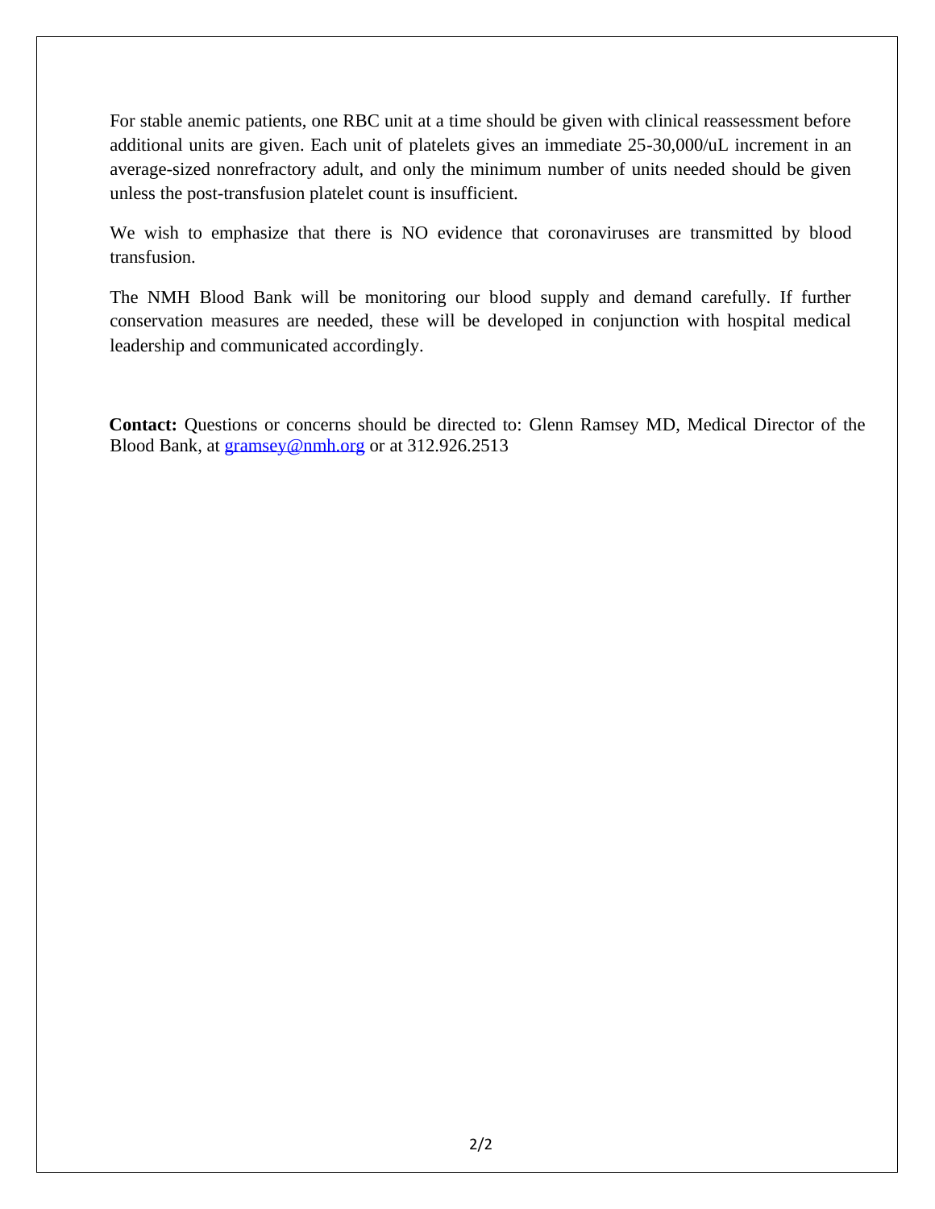For stable anemic patients, one RBC unit at a time should be given with clinical reassessment before additional units are given. Each unit of platelets gives an immediate 25-30,000/uL increment in an average-sized nonrefractory adult, and only the minimum number of units needed should be given unless the post-transfusion platelet count is insufficient.

We wish to emphasize that there is NO evidence that coronaviruses are transmitted by blood transfusion.

The NMH Blood Bank will be monitoring our blood supply and demand carefully. If further conservation measures are needed, these will be developed in conjunction with hospital medical leadership and communicated accordingly.

**Contact:** Questions or concerns should be directed to: Glenn Ramsey MD, Medical Director of the Blood Bank, at gramsey@nmh.org or at 312.926.2513